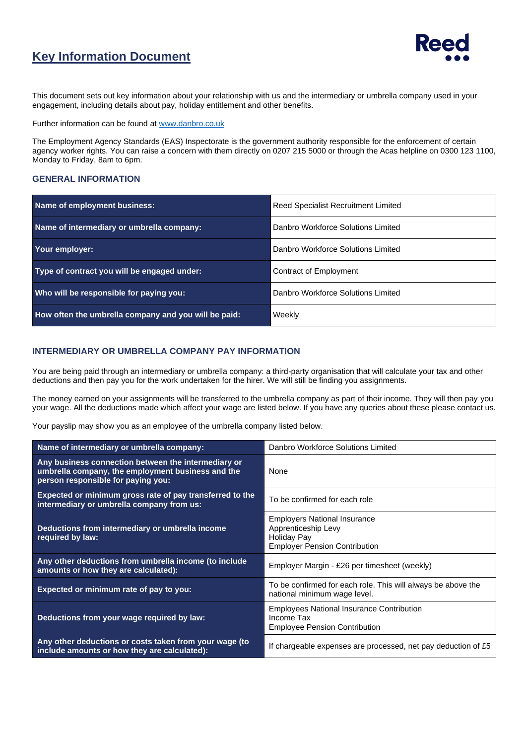# Key Information Document

This document sets out key information about your relationship with us and the intermediary or umbrella company used in your engagement, including details about pay, holiday entitlement and other benefits.

Further information can be found at [www.danbro.co.uk](http://www.danbro.co.uk)

The Employment Agency Standards (EAS) Inspectorate is the government authority responsible for the enforcement of certain agency worker rights. You can raise a concern with them directly on 0207 215 5000 or through the Acas helpline on 0300 123 1100, Monday to Friday, 8am to 6pm.

## GENERAL INFORMATION

| | |
|---|---|
| **Name of employment business:** | Reed Specialist Recruitment Limited |
| **Name of intermediary or umbrella company:** | Danbro Workforce Solutions Limited |
| **Your employer:** | Danbro Workforce Solutions Limited |
| **Type of contract you will be engaged under:** | Contract of Employment |
| **Who will be responsible for paying you:** | Danbro Workforce Solutions Limited |
| **How often the umbrella company and you will be paid:** | Weekly |

## INTERMEDIARY OR UMBRELLA COMPANY PAY INFORMATION

You are being paid through an intermediary or umbrella company: a third-party organisation that will calculate your tax and other deductions and then pay you for the work undertaken for the hirer. We will still be finding you assignments.

The money earned on your assignments will be transferred to the umbrella company as part of their income. They will then pay you your wage. All the deductions made which affect your wage are listed below. If you have any queries about these please contact us.

Your payslip may show you as an employee of the umbrella company listed below.

| | |
|---|---|
| **Name of intermediary or umbrella company:** | Danbro Workforce Solutions Limited |
| **Any business connection between the intermediary or umbrella company, the employment business and the person responsible for paying you:** | None |
| **Expected or minimum gross rate of pay transferred to the intermediary or umbrella company from us:** | To be confirmed for each role |
| **Deductions from intermediary or umbrella income required by law:** | Employers National Insurance<br>Apprenticeship Levy<br>Holiday Pay<br>Employer Pension Contribution |
| **Any other deductions from umbrella income (to include amounts or how they are calculated):** | Employer Margin - £26 per timesheet (weekly) |
| **Expected or minimum rate of pay to you:** | To be confirmed for each role. This will always be above the national minimum wage level. |
| **Deductions from your wage required by law:** | Employees National Insurance Contribution<br>Income Tax<br>Employee Pension Contribution |
| **Any other deductions or costs taken from your wage (to include amounts or how they are calculated):** | If chargeable expenses are processed, net pay deduction of £5 |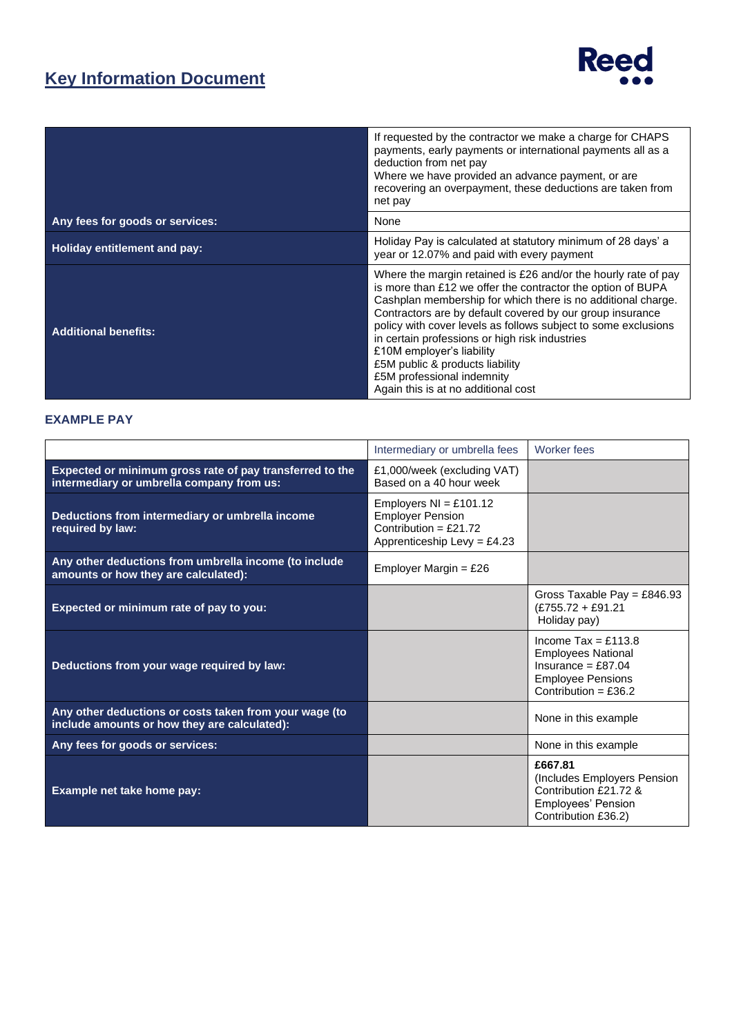## Key Information Document

| | |
|---|---|
| | If requested by the contractor we make a charge for CHAPS payments, early payments or international payments all as a deduction from net pay<br>Where we have provided an advance payment, or are recovering an overpayment, these deductions are taken from net pay |
| **Any fees for goods or services:** | None |
| **Holiday entitlement and pay:** | Holiday Pay is calculated at statutory minimum of 28 days' a year or 12.07% and paid with every payment |
| **Additional benefits:** | Where the margin retained is £26 and/or the hourly rate of pay is more than £12 we offer the contractor the option of BUPA Cashplan membership for which there is no additional charge.<br>Contractors are by default covered by our group insurance policy with cover levels as follows subject to some exclusions in certain professions or high risk industries<br>£10M employer's liability<br>£5M public & products liability<br>£5M professional indemnity<br>Again this is at no additional cost |

### EXAMPLE PAY

| | Intermediary or umbrella fees | Worker fees |
|---|---|---|
| **Expected or minimum gross rate of pay transferred to the intermediary or umbrella company from us:** | £1,000/week (excluding VAT)<br>Based on a 40 hour week | |
| **Deductions from intermediary or umbrella income required by law:** | Employers NI = £101.12<br>Employer Pension Contribution = £21.72<br>Apprenticeship Levy = £4.23 | |
| **Any other deductions from umbrella income (to include amounts or how they are calculated):** | Employer Margin = £26 | |
| **Expected or minimum rate of pay to you:** | | Gross Taxable Pay = £846.93 (£755.72 + £91.21 Holiday pay) |
| **Deductions from your wage required by law:** | | Income Tax = £113.8<br>Employees National Insurance = £87.04<br>Employee Pensions Contribution = £36.2 |
| **Any other deductions or costs taken from your wage (to include amounts or how they are calculated):** | | None in this example |
| **Any fees for goods or services:** | | None in this example |
| **Example net take home pay:** | | **£667.81**<br>(Includes Employers Pension Contribution £21.72 & Employees' Pension Contribution £36.2) |